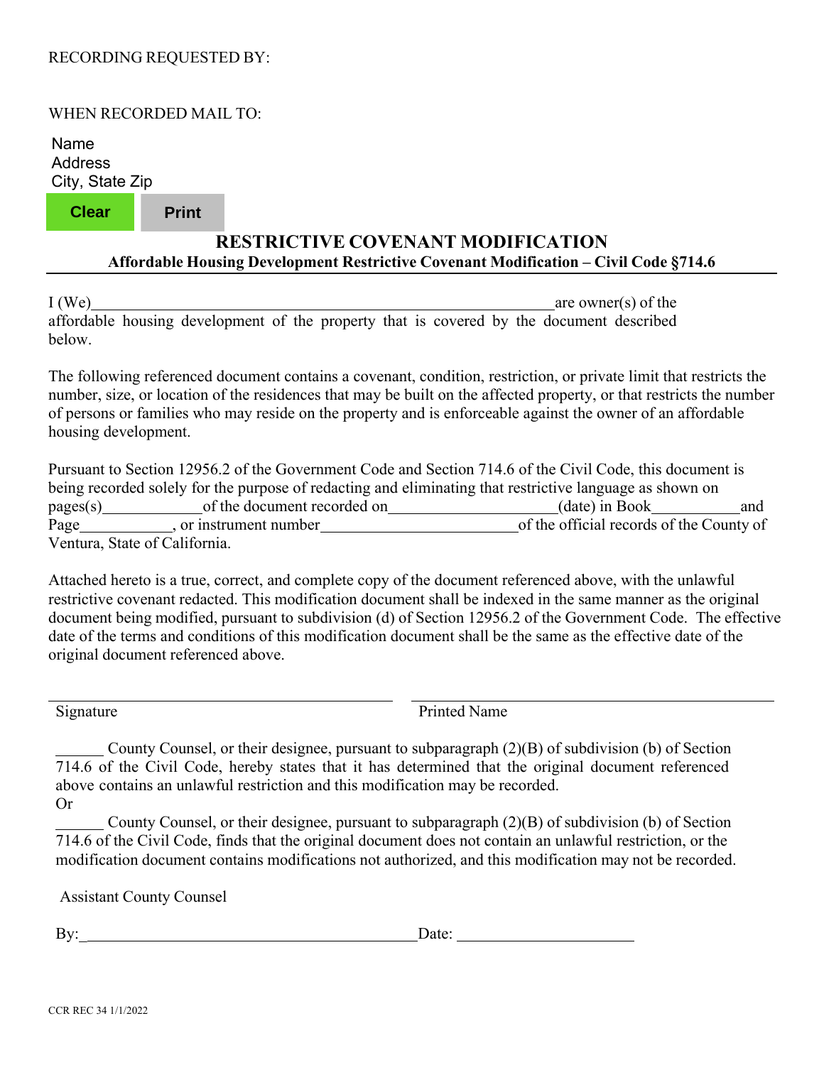RECORDING REQUESTED BY:

WHEN RECORDED MAIL TO:

Name
Address
City, State Zip

Clear Print

# RESTRICTIVE COVENANT MODIFICATION

**Affordable Housing Development Restrictive Covenant Modification – Civil Code §714.6**

I (We)\_\_\_\_\_\_\_\_\_\_\_\_\_\_\_\_\_\_\_\_\_\_\_\_\_\_\_\_\_\_\_\_\_\_\_\_\_\_\_\_\_\_\_\_\_\_\_\_\_\_\_\_\_\_\_\_\_\_are owner(s) of the affordable housing development of the property that is covered by the document described below.

The following referenced document contains a covenant, condition, restriction, or private limit that restricts the number, size, or location of the residences that may be built on the affected property, or that restricts the number of persons or families who may reside on the property and is enforceable against the owner of an affordable housing development.

Pursuant to Section 12956.2 of the Government Code and Section 714.6 of the Civil Code, this document is being recorded solely for the purpose of redacting and eliminating that restrictive language as shown on pages(s)\_\_\_\_\_\_\_\_\_\_\_\_of the document recorded on\_\_\_\_\_\_\_\_\_\_\_\_\_\_\_\_\_\_\_\_\_(date) in Book\_\_\_\_\_\_\_\_\_\_\_and Page\_\_\_\_\_\_\_\_\_\_\_\_, or instrument number\_\_\_\_\_\_\_\_\_\_\_\_\_\_\_\_\_\_\_\_\_\_\_\_\_of the official records of the County of Ventura, State of California.

Attached hereto is a true, correct, and complete copy of the document referenced above, with the unlawful restrictive covenant redacted. This modification document shall be indexed in the same manner as the original document being modified, pursuant to subdivision (d) of Section 12956.2 of the Government Code. The effective date of the terms and conditions of this modification document shall be the same as the effective date of the original document referenced above.

\_\_\_\_\_\_\_\_\_\_\_\_\_\_\_\_\_\_\_\_\_\_\_\_\_\_\_\_\_\_\_\_\_\_\_\_\_\_\_\_ \_\_\_\_\_\_\_\_\_\_\_\_\_\_\_\_\_\_\_\_\_\_\_\_\_\_\_\_\_\_\_\_\_\_\_\_\_\_\_\_

Signature Printed Name

\_\_\_\_\_\_ County Counsel, or their designee, pursuant to subparagraph (2)(B) of subdivision (b) of Section 714.6 of the Civil Code, hereby states that it has determined that the original document referenced above contains an unlawful restriction and this modification may be recorded.

Or

\_\_\_\_\_\_ County Counsel, or their designee, pursuant to subparagraph (2)(B) of subdivision (b) of Section 714.6 of the Civil Code, finds that the original document does not contain an unlawful restriction, or the modification document contains modifications not authorized, and this modification may not be recorded.

Assistant County Counsel

By:\_\_\_\_\_\_\_\_\_\_\_\_\_\_\_\_\_\_\_\_\_\_\_\_\_\_\_\_\_\_\_\_\_\_\_\_\_\_\_\_\_Date: \_\_\_\_\_\_\_\_\_\_\_\_\_\_\_\_\_\_\_\_\_\_

CCR REC 34 1/1/2022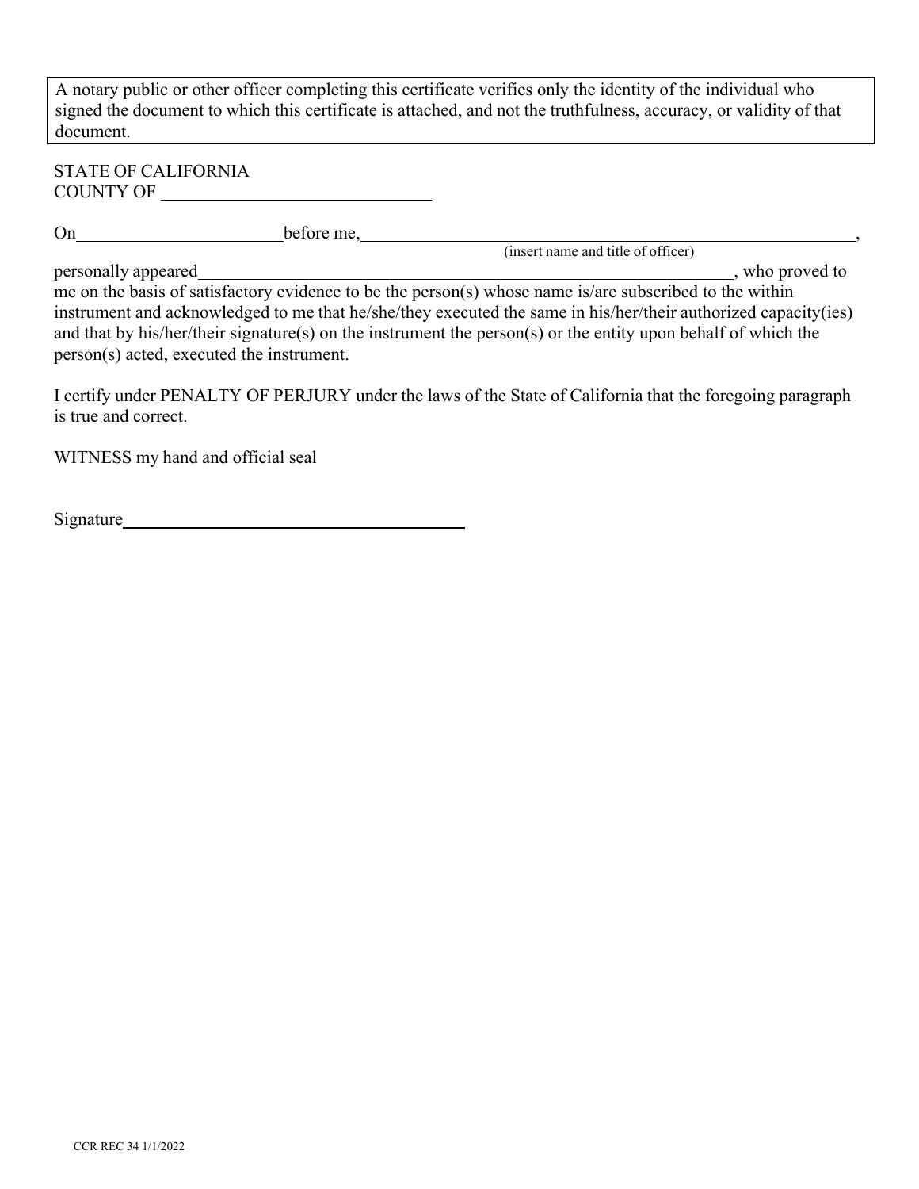> A notary public or other officer completing this certificate verifies only the identity of the individual who signed the document to which this certificate is attached, and not the truthfulness, accuracy, or validity of that document.

STATE OF CALIFORNIA
COUNTY OF ______________________________

On______________________ before me, ____________________________________________________________,
(insert name and title of officer)

personally appeared__________________________________________________________, who proved to me on the basis of satisfactory evidence to be the person(s) whose name is/are subscribed to the within instrument and acknowledged to me that he/she/they executed the same in his/her/their authorized capacity(ies) and that by his/her/their signature(s) on the instrument the person(s) or the entity upon behalf of which the person(s) acted, executed the instrument.

I certify under PENALTY OF PERJURY under the laws of the State of California that the foregoing paragraph is true and correct.

WITNESS my hand and official seal

Signature______________________________________

CCR REC 34 1/1/2022